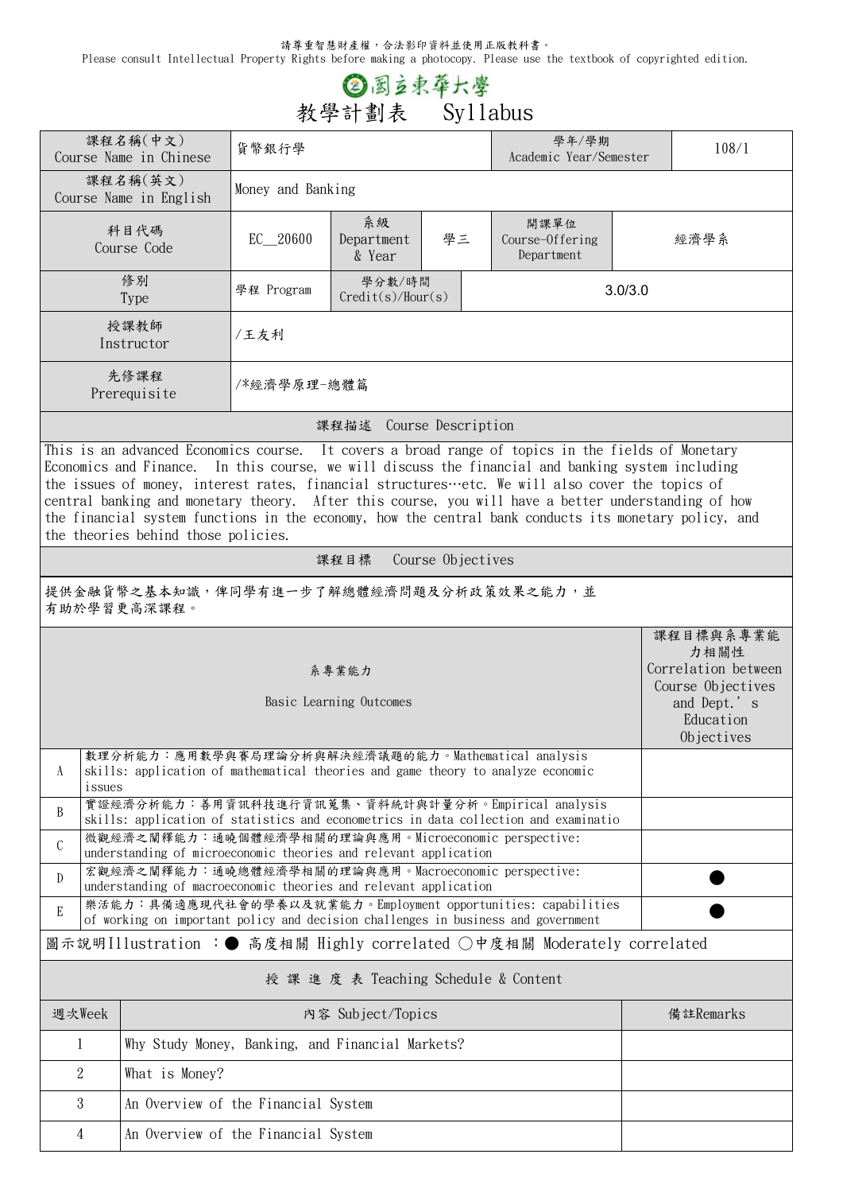請尊重智慧財產權，合法影印資料並使用正版教科書。
Please consult Intellectual Property Rights before making a photocopy. Please use the textbook of copyrighted edition.

# 國立東華大學

# 教學計劃表　Syllabus

| 課程名稱(中文) Course Name in Chinese | 貨幣銀行學 | | | 學年/學期 Academic Year/Semester | 108/1 |
|---|---|---|---|---|---|
| 課程名稱(英文) Course Name in English | Money and Banking | | | | |
| 科目代碼 Course Code | EC__20600 | 系級 Department & Year | 學三 | 開課單位 Course-Offering Department | 經濟學系 |
| 修別 Type | 學程 Program | 學分數/時間 Credit(s)/Hour(s) | 3.0/3.0 | | |
| 授課教師 Instructor | /王友利 | | | | |
| 先修課程 Prerequisite | /*經濟學原理-總體篇 | | | | |

## 課程描述　Course Description

This is an advanced Economics course. It covers a broad range of topics in the fields of Monetary Economics and Finance. In this course, we will discuss the financial and banking system including the issues of money, interest rates, financial structures…etc. We will also cover the topics of central banking and monetary theory. After this course, you will have a better understanding of how the financial system functions in the economy, how the central bank conducts its monetary policy, and the theories behind those policies.

## 課程目標　Course Objectives

提供金融貨幣之基本知識，俾同學有進一步了解總體經濟問題及分析政策效果之能力，並有助於學習更高深課程。

| | 系專業能力 Basic Learning Outcomes | 課程目標與系專業能力相關性 Correlation between Course Objectives and Dept.'s Education Objectives |
|---|---|---|
| A | 數理分析能力：應用數學與賽局理論分析與解決經濟議題的能力。Mathematical analysis skills: application of mathematical theories and game theory to analyze economic issues | |
| B | 實證經濟分析能力：善用資訊科技進行資訊蒐集、資料統計與計量分析。Empirical analysis skills: application of statistics and econometrics in data collection and examinatio | |
| C | 微觀經濟之闡釋能力：通曉個體經濟學相關的理論與應用。Microeconomic perspective: understanding of microeconomic theories and relevant application | |
| D | 宏觀經濟之闡釋能力：通曉總體經濟學相關的理論與應用。Macroeconomic perspective: understanding of macroeconomic theories and relevant application | ● |
| E | 樂活能力：具備適應現代社會的學養以及就業能力。Employment opportunities: capabilities of working on important policy and decision challenges in business and government | ● |

圖示說明Illustration ：● 高度相關 Highly correlated ○中度相關 Moderately correlated

## 授 課 進 度 表 Teaching Schedule & Content

| 週次Week | 內容 Subject/Topics | 備註Remarks |
|---|---|---|
| 1 | Why Study Money, Banking, and Financial Markets? | |
| 2 | What is Money? | |
| 3 | An Overview of the Financial System | |
| 4 | An Overview of the Financial System | |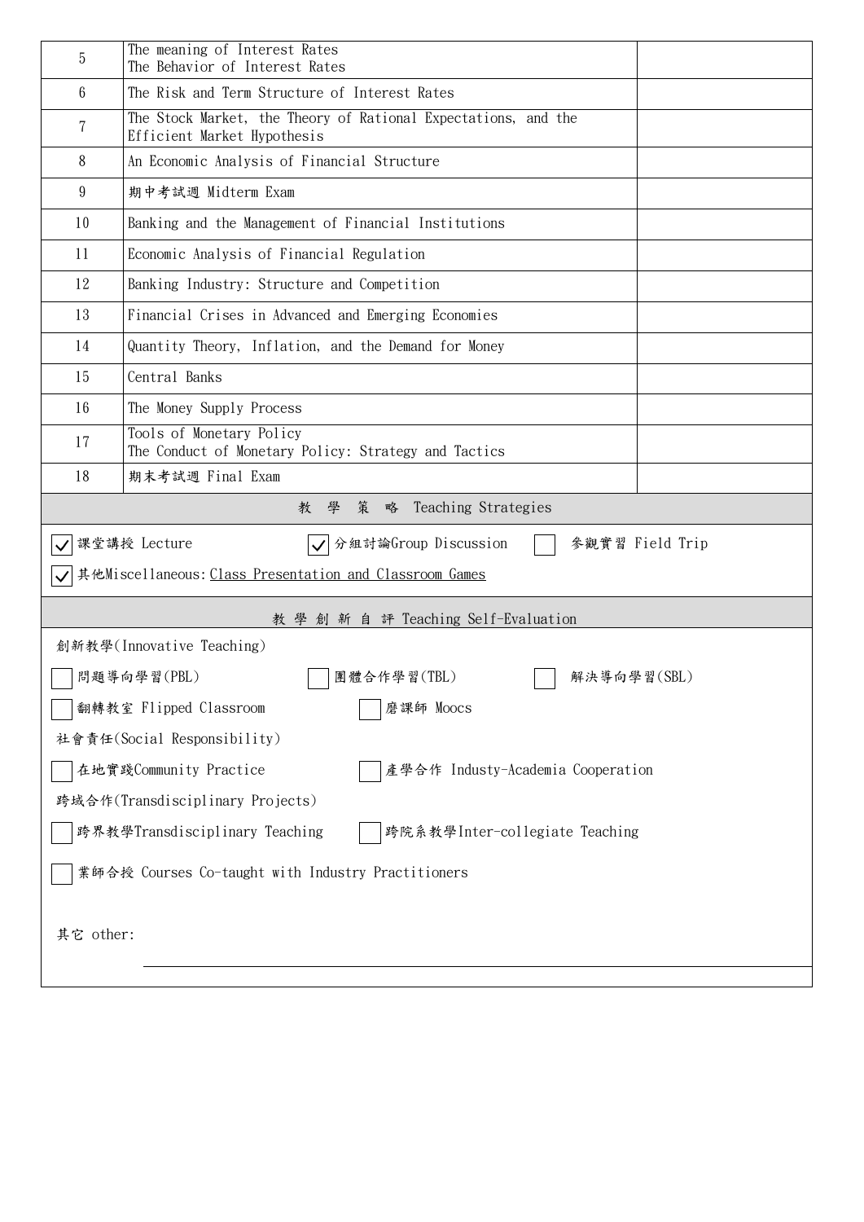| | | |
|---|---|---|
| 5 | The meaning of Interest Rates<br>The Behavior of Interest Rates | |
| 6 | The Risk and Term Structure of Interest Rates | |
| 7 | The Stock Market, the Theory of Rational Expectations, and the Efficient Market Hypothesis | |
| 8 | An Economic Analysis of Financial Structure | |
| 9 | 期中考試週 Midterm Exam | |
| 10 | Banking and the Management of Financial Institutions | |
| 11 | Economic Analysis of Financial Regulation | |
| 12 | Banking Industry: Structure and Competition | |
| 13 | Financial Crises in Advanced and Emerging Economies | |
| 14 | Quantity Theory, Inflation, and the Demand for Money | |
| 15 | Central Banks | |
| 16 | The Money Supply Process | |
| 17 | Tools of Monetary Policy<br>The Conduct of Monetary Policy: Strategy and Tactics | |
| 18 | 期末考試週 Final Exam | |

## 教 學 策 略 Teaching Strategies

☑ 課堂講授 Lecture　☑ 分組討論Group Discussion　☐ 參觀實習 Field Trip

☑ 其他Miscellaneous: Class Presentation and Classroom Games

## 教 學 創 新 自 評 Teaching Self-Evaluation

創新教學(Innovative Teaching)

☐ 問題導向學習(PBL)　☐ 團體合作學習(TBL)　☐ 解決導向學習(SBL)

☐ 翻轉教室 Flipped Classroom　☐ 磨課師 Moocs

社會責任(Social Responsibility)

☐ 在地實踐Community Practice　☐ 產學合作 Industy-Academia Cooperation

跨域合作(Transdisciplinary Projects)

☐ 跨界教學Transdisciplinary Teaching　☐ 跨院系教學Inter-collegiate Teaching

☐ 業師合授 Courses Co-taught with Industry Practitioners

其它 other: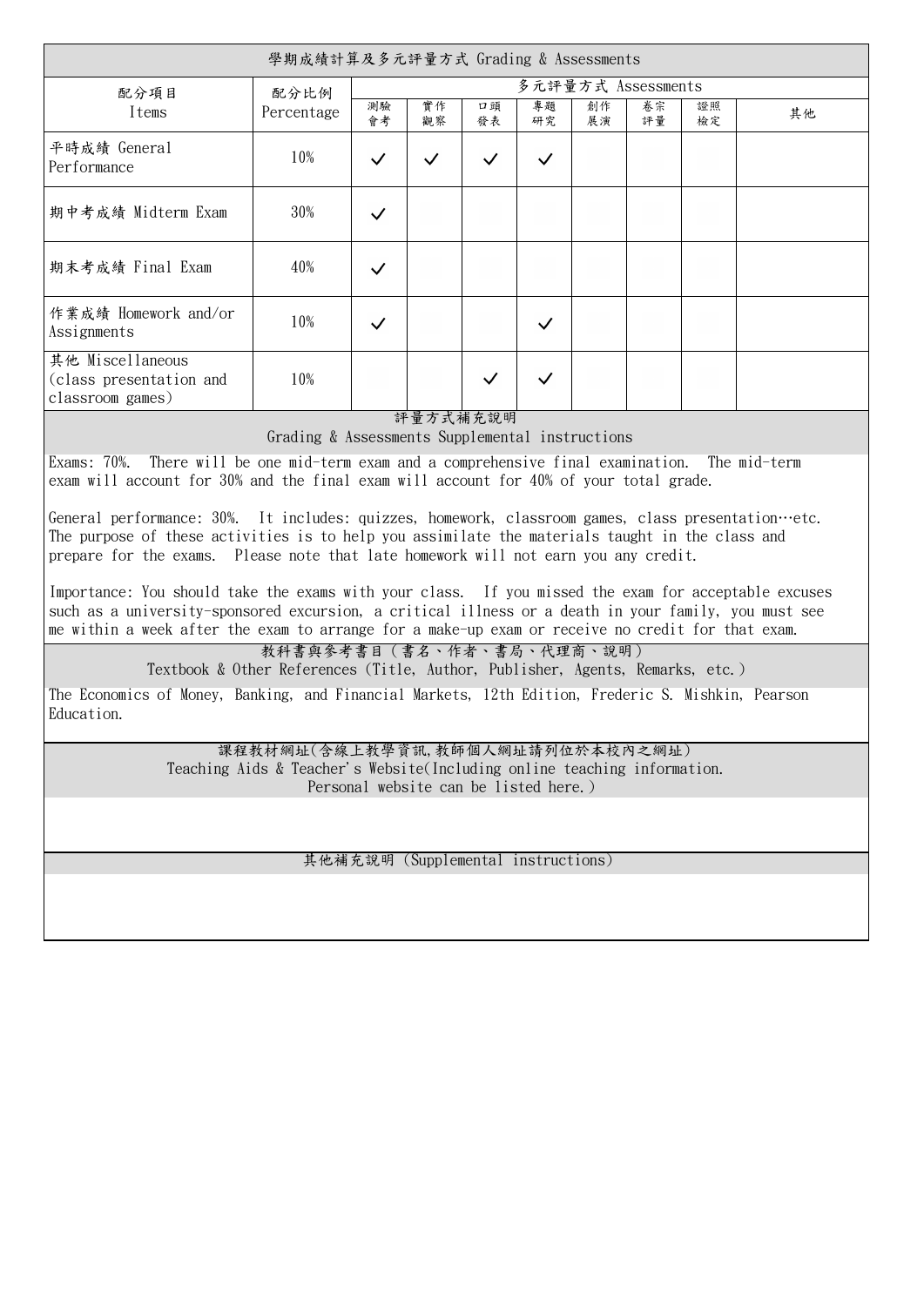## 學期成績計算及多元評量方式 Grading & Assessments

| 配分項目 Items | 配分比例 Percentage | 多元評量方式 Assessments | | | | | | | |
|---|---|---|---|---|---|---|---|---|---|
| | | 測驗會考 | 實作觀察 | 口頭發表 | 專題研究 | 創作展演 | 卷宗評量 | 證照檢定 | 其他 |
| 平時成績 General Performance | 10% | ✓ | ✓ | ✓ | ✓ | | | | |
| 期中考成績 Midterm Exam | 30% | ✓ | | | | | | | |
| 期末考成績 Final Exam | 40% | ✓ | | | | | | | |
| 作業成績 Homework and/or Assignments | 10% | ✓ | | | ✓ | | | | |
| 其他 Miscellaneous (class presentation and classroom games) | 10% | | | ✓ | ✓ | | | | |

### 評量方式補充說明 Grading & Assessments Supplemental instructions

Exams: 70%. There will be one mid-term exam and a comprehensive final examination. The mid-term exam will account for 30% and the final exam will account for 40% of your total grade.

General performance: 30%. It includes: quizzes, homework, classroom games, class presentation…etc. The purpose of these activities is to help you assimilate the materials taught in the class and prepare for the exams. Please note that late homework will not earn you any credit.

Importance: You should take the exams with your class. If you missed the exam for acceptable excuses such as a university-sponsored excursion, a critical illness or a death in your family, you must see me within a week after the exam to arrange for a make-up exam or receive no credit for that exam.

### 教科書與參考書目（書名、作者、書局、代理商、說明） Textbook & Other References (Title, Author, Publisher, Agents, Remarks, etc.)

The Economics of Money, Banking, and Financial Markets, 12th Edition, Frederic S. Mishkin, Pearson Education.

### 課程教材網址(含線上教學資訊,教師個人網址請列位於本校內之網址) Teaching Aids & Teacher's Website(Including online teaching information. Personal website can be listed here.)

### 其他補充說明 (Supplemental instructions)